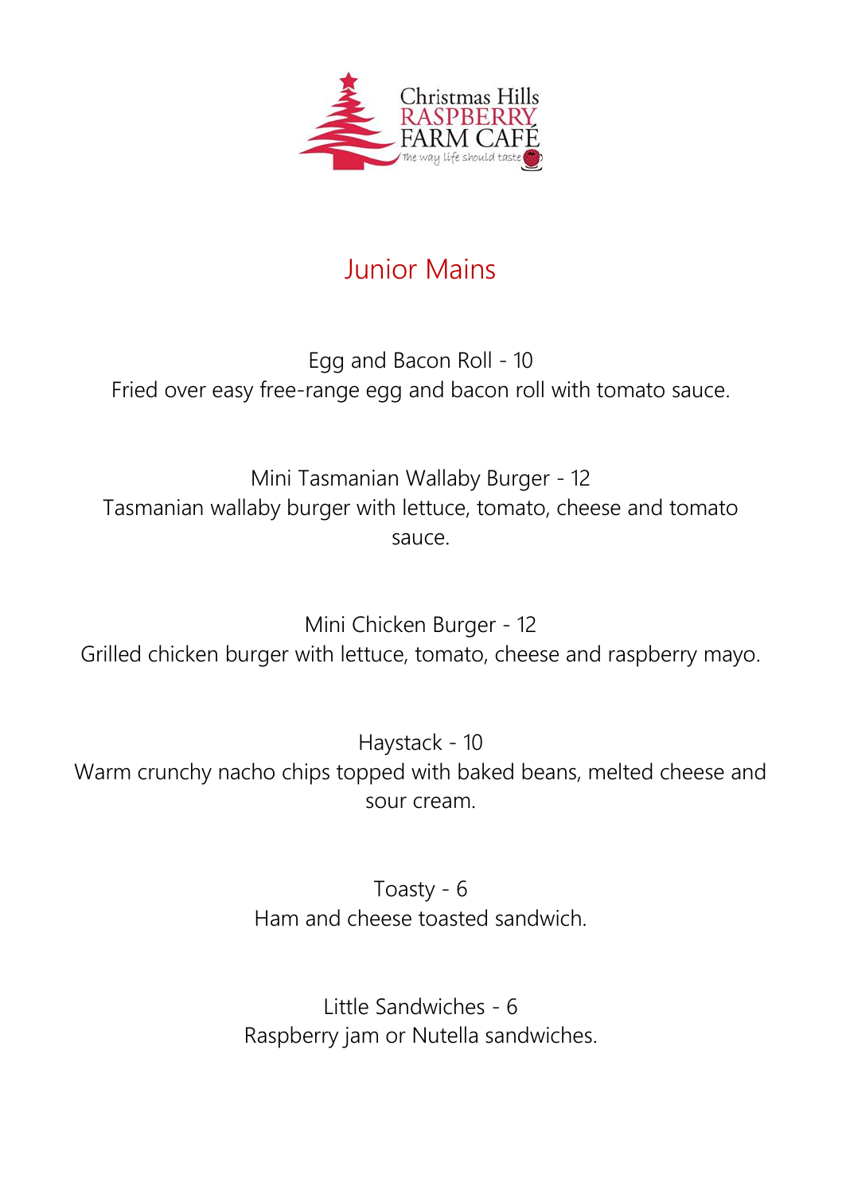Christmas Hills RASPBERRY FARM CAFÉ

The way life should taste

# Junior Mains

**Egg and Bacon Roll - 10**
Fried over easy free-range egg and bacon roll with tomato sauce.

**Mini Tasmanian Wallaby Burger - 12**
Tasmanian wallaby burger with lettuce, tomato, cheese and tomato sauce.

**Mini Chicken Burger - 12**
Grilled chicken burger with lettuce, tomato, cheese and raspberry mayo.

**Haystack - 10**
Warm crunchy nacho chips topped with baked beans, melted cheese and sour cream.

**Toasty - 6**
Ham and cheese toasted sandwich.

**Little Sandwiches - 6**
Raspberry jam or Nutella sandwiches.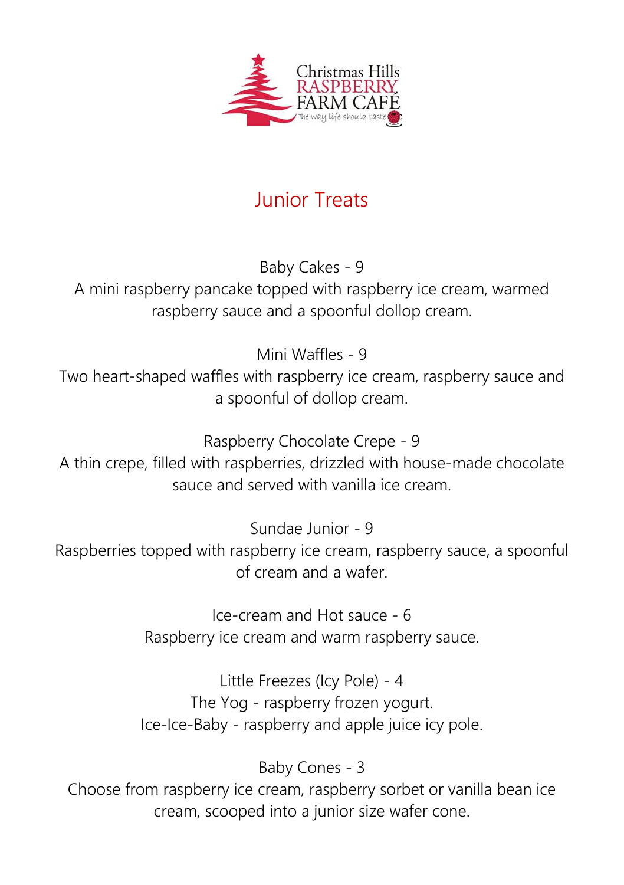Christmas Hills
RASPBERRY
FARM CAFÉ
The way life should taste

# Junior Treats

Baby Cakes - 9
A mini raspberry pancake topped with raspberry ice cream, warmed raspberry sauce and a spoonful dollop cream.

Mini Waffles - 9
Two heart-shaped waffles with raspberry ice cream, raspberry sauce and a spoonful of dollop cream.

Raspberry Chocolate Crepe - 9
A thin crepe, filled with raspberries, drizzled with house-made chocolate sauce and served with vanilla ice cream.

Sundae Junior - 9
Raspberries topped with raspberry ice cream, raspberry sauce, a spoonful of cream and a wafer.

Ice-cream and Hot sauce - 6
Raspberry ice cream and warm raspberry sauce.

Little Freezes (Icy Pole) - 4
The Yog - raspberry frozen yogurt.
Ice-Ice-Baby - raspberry and apple juice icy pole.

Baby Cones - 3
Choose from raspberry ice cream, raspberry sorbet or vanilla bean ice cream, scooped into a junior size wafer cone.